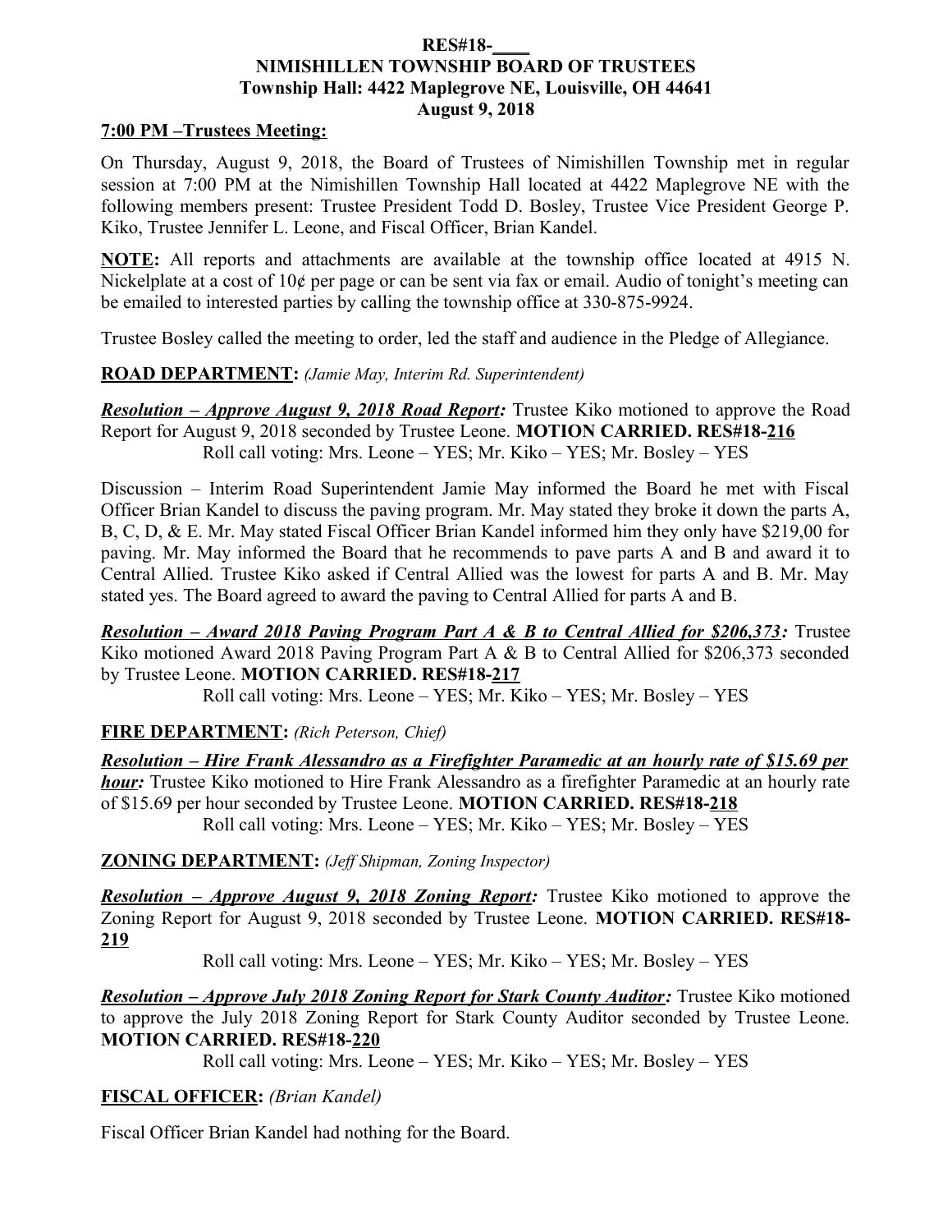**RES#18-____**
**NIMISHILLEN TOWNSHIP BOARD OF TRUSTEES**
**Township Hall: 4422 Maplegrove NE, Louisville, OH 44641**
**August 9, 2018**

**7:00 PM –Trustees Meeting:**

On Thursday, August 9, 2018, the Board of Trustees of Nimishillen Township met in regular session at 7:00 PM at the Nimishillen Township Hall located at 4422 Maplegrove NE with the following members present: Trustee President Todd D. Bosley, Trustee Vice President George P. Kiko, Trustee Jennifer L. Leone, and Fiscal Officer, Brian Kandel.

**NOTE:** All reports and attachments are available at the township office located at 4915 N. Nickelplate at a cost of 10¢ per page or can be sent via fax or email. Audio of tonight's meeting can be emailed to interested parties by calling the township office at 330-875-9924.

Trustee Bosley called the meeting to order, led the staff and audience in the Pledge of Allegiance.

**ROAD DEPARTMENT:** *(Jamie May, Interim Rd. Superintendent)*

***Resolution – Approve August 9, 2018 Road Report:*** Trustee Kiko motioned to approve the Road Report for August 9, 2018 seconded by Trustee Leone. **MOTION CARRIED. RES#18-216**
Roll call voting: Mrs. Leone – YES; Mr. Kiko – YES; Mr. Bosley – YES

Discussion – Interim Road Superintendent Jamie May informed the Board he met with Fiscal Officer Brian Kandel to discuss the paving program. Mr. May stated they broke it down the parts A, B, C, D, & E. Mr. May stated Fiscal Officer Brian Kandel informed him they only have $219,00 for paving. Mr. May informed the Board that he recommends to pave parts A and B and award it to Central Allied. Trustee Kiko asked if Central Allied was the lowest for parts A and B. Mr. May stated yes. The Board agreed to award the paving to Central Allied for parts A and B.

***Resolution – Award 2018 Paving Program Part A & B to Central Allied for $206,373:*** Trustee Kiko motioned Award 2018 Paving Program Part A & B to Central Allied for $206,373 seconded by Trustee Leone. **MOTION CARRIED. RES#18-217**
Roll call voting: Mrs. Leone – YES; Mr. Kiko – YES; Mr. Bosley – YES

**FIRE DEPARTMENT:** *(Rich Peterson, Chief)*

***Resolution – Hire Frank Alessandro as a Firefighter Paramedic at an hourly rate of $15.69 per hour:*** Trustee Kiko motioned to Hire Frank Alessandro as a firefighter Paramedic at an hourly rate of $15.69 per hour seconded by Trustee Leone. **MOTION CARRIED. RES#18-218**
Roll call voting: Mrs. Leone – YES; Mr. Kiko – YES; Mr. Bosley – YES

**ZONING DEPARTMENT:** *(Jeff Shipman, Zoning Inspector)*

***Resolution – Approve August 9, 2018 Zoning Report:*** Trustee Kiko motioned to approve the Zoning Report for August 9, 2018 seconded by Trustee Leone. **MOTION CARRIED. RES#18-219**
Roll call voting: Mrs. Leone – YES; Mr. Kiko – YES; Mr. Bosley – YES

***Resolution – Approve July 2018 Zoning Report for Stark County Auditor:*** Trustee Kiko motioned to approve the July 2018 Zoning Report for Stark County Auditor seconded by Trustee Leone. **MOTION CARRIED. RES#18-220**
Roll call voting: Mrs. Leone – YES; Mr. Kiko – YES; Mr. Bosley – YES

**FISCAL OFFICER:** *(Brian Kandel)*

Fiscal Officer Brian Kandel had nothing for the Board.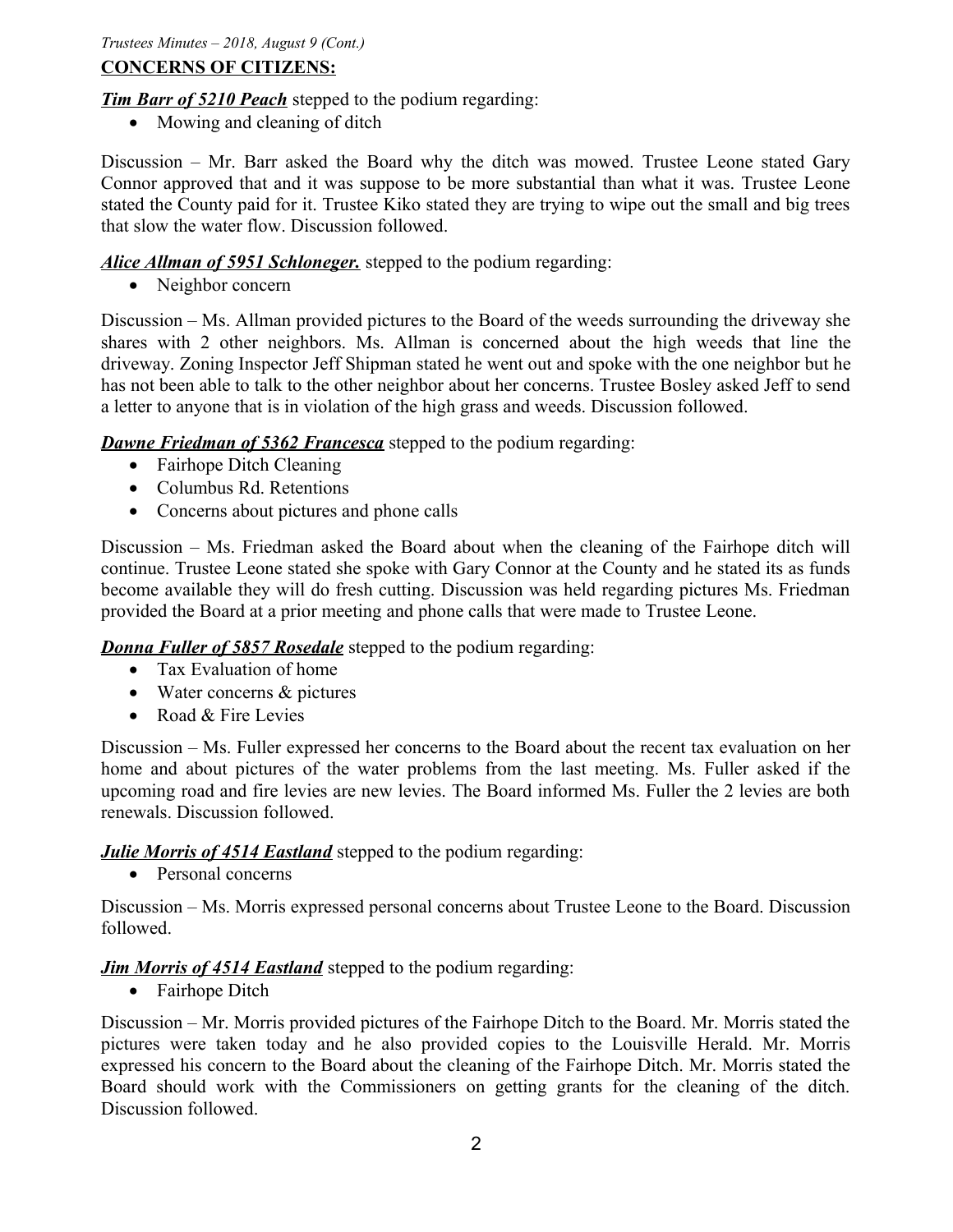**CONCERNS OF CITIZENS:**

***Tim Barr of 5210 Peach*** stepped to the podium regarding:

- Mowing and cleaning of ditch

Discussion – Mr. Barr asked the Board why the ditch was mowed. Trustee Leone stated Gary Connor approved that and it was suppose to be more substantial than what it was. Trustee Leone stated the County paid for it. Trustee Kiko stated they are trying to wipe out the small and big trees that slow the water flow. Discussion followed.

***Alice Allman of 5951 Schloneger.*** stepped to the podium regarding:

- Neighbor concern

Discussion – Ms. Allman provided pictures to the Board of the weeds surrounding the driveway she shares with 2 other neighbors. Ms. Allman is concerned about the high weeds that line the driveway. Zoning Inspector Jeff Shipman stated he went out and spoke with the one neighbor but he has not been able to talk to the other neighbor about her concerns. Trustee Bosley asked Jeff to send a letter to anyone that is in violation of the high grass and weeds. Discussion followed.

***Dawne Friedman of 5362 Francesca*** stepped to the podium regarding:

- Fairhope Ditch Cleaning
- Columbus Rd. Retentions
- Concerns about pictures and phone calls

Discussion – Ms. Friedman asked the Board about when the cleaning of the Fairhope ditch will continue. Trustee Leone stated she spoke with Gary Connor at the County and he stated its as funds become available they will do fresh cutting. Discussion was held regarding pictures Ms. Friedman provided the Board at a prior meeting and phone calls that were made to Trustee Leone.

***Donna Fuller of 5857 Rosedale*** stepped to the podium regarding:

- Tax Evaluation of home
- Water concerns & pictures
- Road & Fire Levies

Discussion – Ms. Fuller expressed her concerns to the Board about the recent tax evaluation on her home and about pictures of the water problems from the last meeting. Ms. Fuller asked if the upcoming road and fire levies are new levies. The Board informed Ms. Fuller the 2 levies are both renewals. Discussion followed.

***Julie Morris of 4514 Eastland*** stepped to the podium regarding:

- Personal concerns

Discussion – Ms. Morris expressed personal concerns about Trustee Leone to the Board. Discussion followed.

***Jim Morris of 4514 Eastland*** stepped to the podium regarding:

- Fairhope Ditch

Discussion – Mr. Morris provided pictures of the Fairhope Ditch to the Board. Mr. Morris stated the pictures were taken today and he also provided copies to the Louisville Herald. Mr. Morris expressed his concern to the Board about the cleaning of the Fairhope Ditch. Mr. Morris stated the Board should work with the Commissioners on getting grants for the cleaning of the ditch. Discussion followed.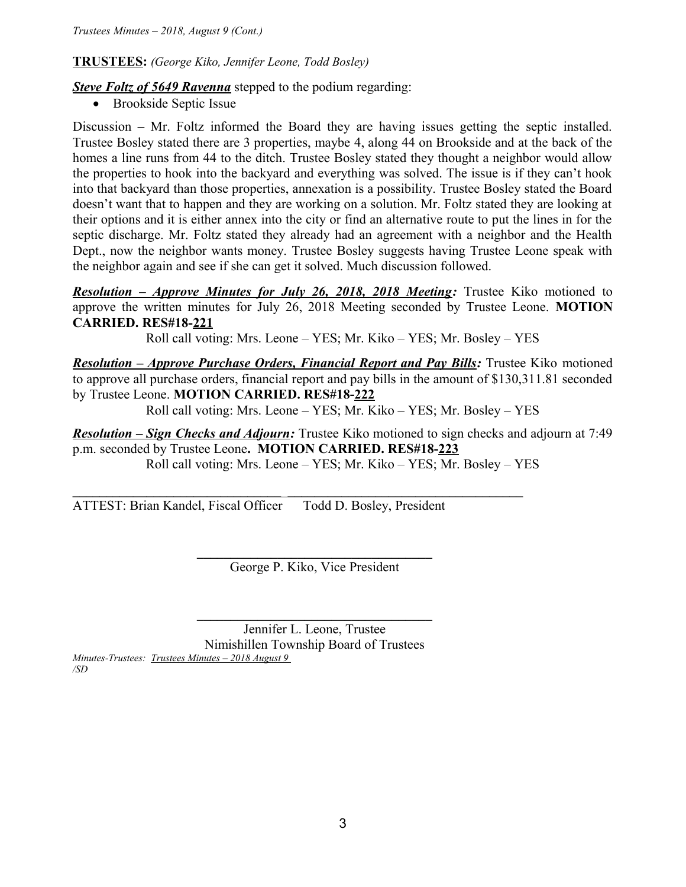**TRUSTEES:** *(George Kiko, Jennifer Leone, Todd Bosley)*

***Steve Foltz of 5649 Ravenna*** stepped to the podium regarding:

- Brookside Septic Issue

Discussion – Mr. Foltz informed the Board they are having issues getting the septic installed. Trustee Bosley stated there are 3 properties, maybe 4, along 44 on Brookside and at the back of the homes a line runs from 44 to the ditch. Trustee Bosley stated they thought a neighbor would allow the properties to hook into the backyard and everything was solved. The issue is if they can't hook into that backyard than those properties, annexation is a possibility. Trustee Bosley stated the Board doesn't want that to happen and they are working on a solution. Mr. Foltz stated they are looking at their options and it is either annex into the city or find an alternative route to put the lines in for the septic discharge. Mr. Foltz stated they already had an agreement with a neighbor and the Health Dept., now the neighbor wants money. Trustee Bosley suggests having Trustee Leone speak with the neighbor again and see if she can get it solved. Much discussion followed.

***Resolution – Approve Minutes for July 26, 2018, 2018 Meeting:*** Trustee Kiko motioned to approve the written minutes for July 26, 2018 Meeting seconded by Trustee Leone. **MOTION CARRIED. RES#18-221**

Roll call voting: Mrs. Leone – YES; Mr. Kiko – YES; Mr. Bosley – YES

***Resolution – Approve Purchase Orders, Financial Report and Pay Bills:*** Trustee Kiko motioned to approve all purchase orders, financial report and pay bills in the amount of $130,311.81 seconded by Trustee Leone. **MOTION CARRIED. RES#18-222**

Roll call voting: Mrs. Leone – YES; Mr. Kiko – YES; Mr. Bosley – YES

***Resolution – Sign Checks and Adjourn:*** Trustee Kiko motioned to sign checks and adjourn at 7:49 p.m. seconded by Trustee Leone. **MOTION CARRIED. RES#18-223**

Roll call voting: Mrs. Leone – YES; Mr. Kiko – YES; Mr. Bosley – YES

_______________________________ _______________________________

ATTEST: Brian Kandel, Fiscal Officer      Todd D. Bosley, President

_______________________________

George P. Kiko, Vice President

_______________________________

Jennifer L. Leone, Trustee

Nimishillen Township Board of Trustees

*Minutes-Trustees: Trustees Minutes – 2018 August 9*

*/SD*